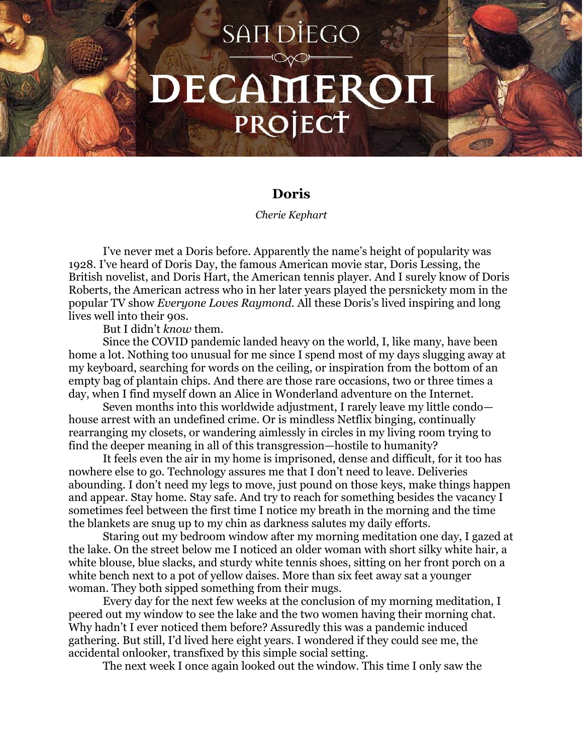# Doris

*Cherie Kephart*

I've never met a Doris before. Apparently the name's height of popularity was 1928. I've heard of Doris Day, the famous American movie star, Doris Lessing, the British novelist, and Doris Hart, the American tennis player. And I surely know of Doris Roberts, the American actress who in her later years played the persnickety mom in the popular TV show *Everyone Loves Raymond*. All these Doris's lived inspiring and long lives well into their 90s.

But I didn't *know* them.

Since the COVID pandemic landed heavy on the world, I, like many, have been home a lot. Nothing too unusual for me since I spend most of my days slugging away at my keyboard, searching for words on the ceiling, or inspiration from the bottom of an empty bag of plantain chips. And there are those rare occasions, two or three times a day, when I find myself down an Alice in Wonderland adventure on the Internet.

Seven months into this worldwide adjustment, I rarely leave my little condo—house arrest with an undefined crime. Or is mindless Netflix binging, continually rearranging my closets, or wandering aimlessly in circles in my living room trying to find the deeper meaning in all of this transgression—hostile to humanity?

It feels even the air in my home is imprisoned, dense and difficult, for it too has nowhere else to go. Technology assures me that I don't need to leave. Deliveries abounding. I don't need my legs to move, just pound on those keys, make things happen and appear. Stay home. Stay safe. And try to reach for something besides the vacancy I sometimes feel between the first time I notice my breath in the morning and the time the blankets are snug up to my chin as darkness salutes my daily efforts.

Staring out my bedroom window after my morning meditation one day, I gazed at the lake. On the street below me I noticed an older woman with short silky white hair, a white blouse, blue slacks, and sturdy white tennis shoes, sitting on her front porch on a white bench next to a pot of yellow daises. More than six feet away sat a younger woman. They both sipped something from their mugs.

Every day for the next few weeks at the conclusion of my morning meditation, I peered out my window to see the lake and the two women having their morning chat. Why hadn't I ever noticed them before? Assuredly this was a pandemic induced gathering. But still, I'd lived here eight years. I wondered if they could see me, the accidental onlooker, transfixed by this simple social setting.

The next week I once again looked out the window. This time I only saw the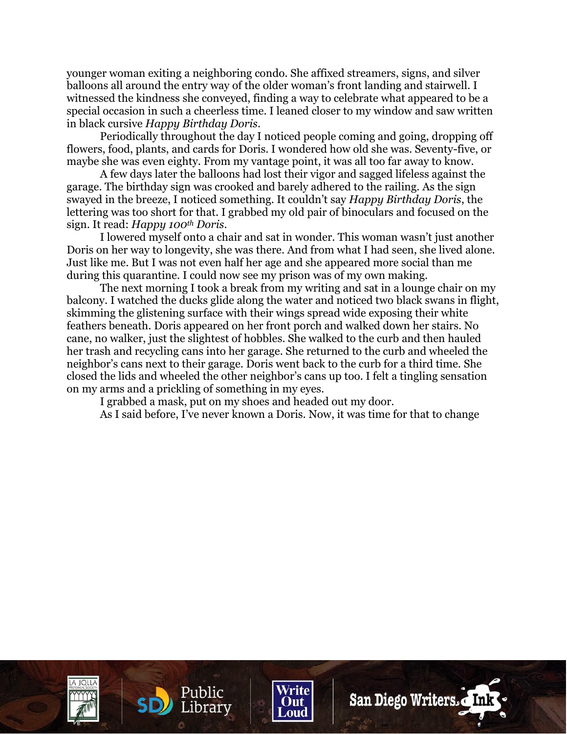younger woman exiting a neighboring condo. She affixed streamers, signs, and silver balloons all around the entry way of the older woman's front landing and stairwell. I witnessed the kindness she conveyed, finding a way to celebrate what appeared to be a special occasion in such a cheerless time. I leaned closer to my window and saw written in black cursive *Happy Birthday Doris*.

Periodically throughout the day I noticed people coming and going, dropping off flowers, food, plants, and cards for Doris. I wondered how old she was. Seventy-five, or maybe she was even eighty. From my vantage point, it was all too far away to know.

A few days later the balloons had lost their vigor and sagged lifeless against the garage. The birthday sign was crooked and barely adhered to the railing. As the sign swayed in the breeze, I noticed something. It couldn't say *Happy Birthday Doris*, the lettering was too short for that. I grabbed my old pair of binoculars and focused on the sign. It read: *Happy 100th Doris*.

I lowered myself onto a chair and sat in wonder. This woman wasn't just another Doris on her way to longevity, she was there. And from what I had seen, she lived alone. Just like me. But I was not even half her age and she appeared more social than me during this quarantine. I could now see my prison was of my own making.

The next morning I took a break from my writing and sat in a lounge chair on my balcony. I watched the ducks glide along the water and noticed two black swans in flight, skimming the glistening surface with their wings spread wide exposing their white feathers beneath. Doris appeared on her front porch and walked down her stairs. No cane, no walker, just the slightest of hobbles. She walked to the curb and then hauled her trash and recycling cans into her garage. She returned to the curb and wheeled the neighbor's cans next to their garage. Doris went back to the curb for a third time. She closed the lids and wheeled the other neighbor's cans up too. I felt a tingling sensation on my arms and a prickling of something in my eyes.

I grabbed a mask, put on my shoes and headed out my door.

As I said before, I've never known a Doris. Now, it was time for that to change